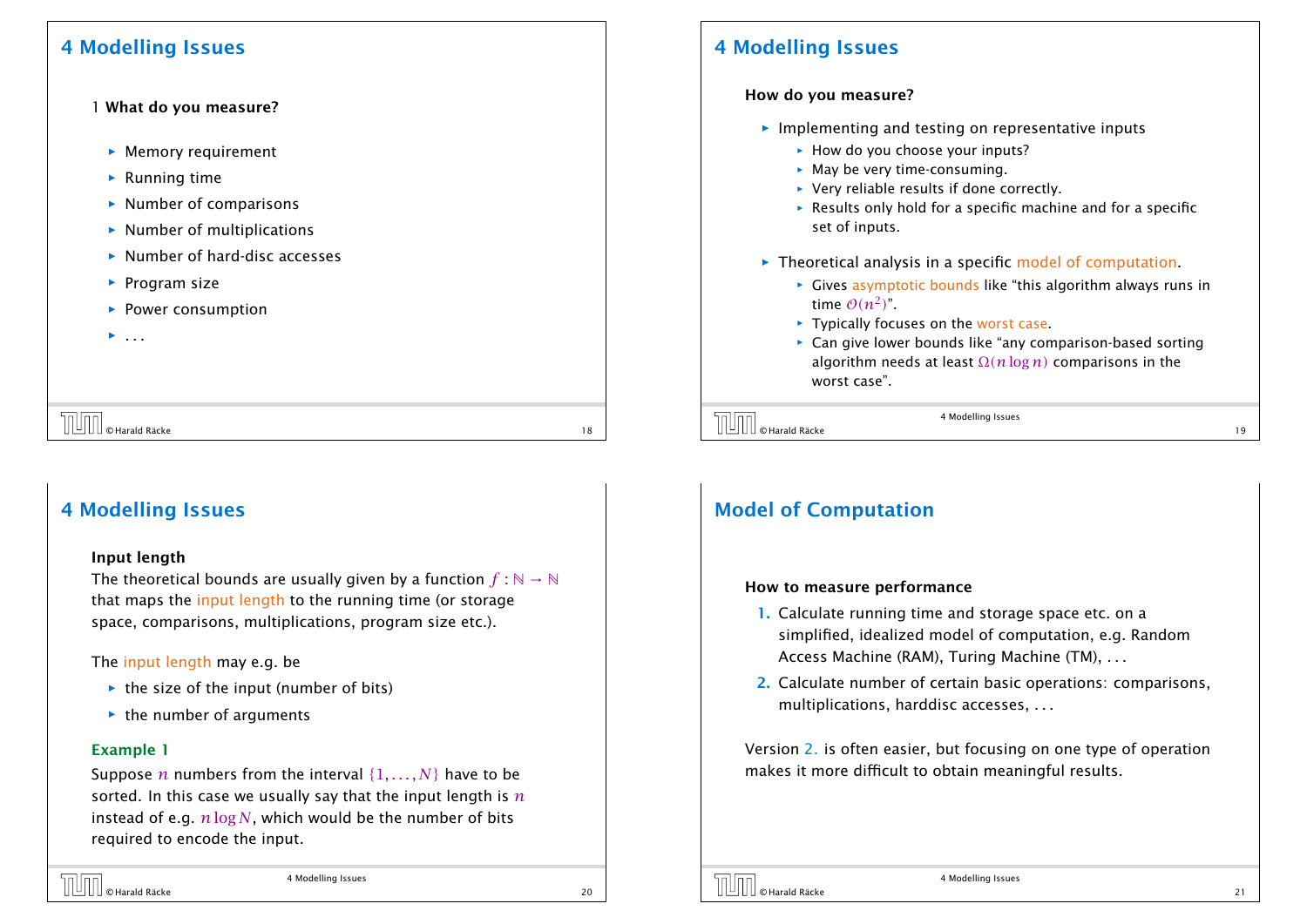# 4 Modelling Issues

1 **What do you measure?**

- Memory requirement
- Running time
- Number of comparisons
- Number of multiplications
- Number of hard-disc accesses
- Program size
- Power consumption
- ...

# 4 Modelling Issues

**How do you measure?**

- Implementing and testing on representative inputs
  - How do you choose your inputs?
  - May be very time-consuming.
  - Very reliable results if done correctly.
  - Results only hold for a specific machine and for a specific set of inputs.
- Theoretical analysis in a specific model of computation.
  - Gives asymptotic bounds like "this algorithm always runs in time $\mathcal{O}(n^2)$".
  - Typically focuses on the worst case.
  - Can give lower bounds like "any comparison-based sorting algorithm needs at least $\Omega(n \log n)$ comparisons in the worst case".

# 4 Modelling Issues

**Input length**

The theoretical bounds are usually given by a function $f : \mathbb{N} \to \mathbb{N}$ that maps the input length to the running time (or storage space, comparisons, multiplications, program size etc.).

The input length may e.g. be

- the size of the input (number of bits)
- the number of arguments

**Example 1**

Suppose $n$ numbers from the interval $\{1, \ldots, N\}$ have to be sorted. In this case we usually say that the input length is $n$ instead of e.g. $n \log N$, which would be the number of bits required to encode the input.

# Model of Computation

**How to measure performance**

1. Calculate running time and storage space etc. on a simplified, idealized model of computation, e.g. Random Access Machine (RAM), Turing Machine (TM), ...
2. Calculate number of certain basic operations: comparisons, multiplications, harddisc accesses, ...

Version 2. is often easier, but focusing on one type of operation makes it more difficult to obtain meaningful results.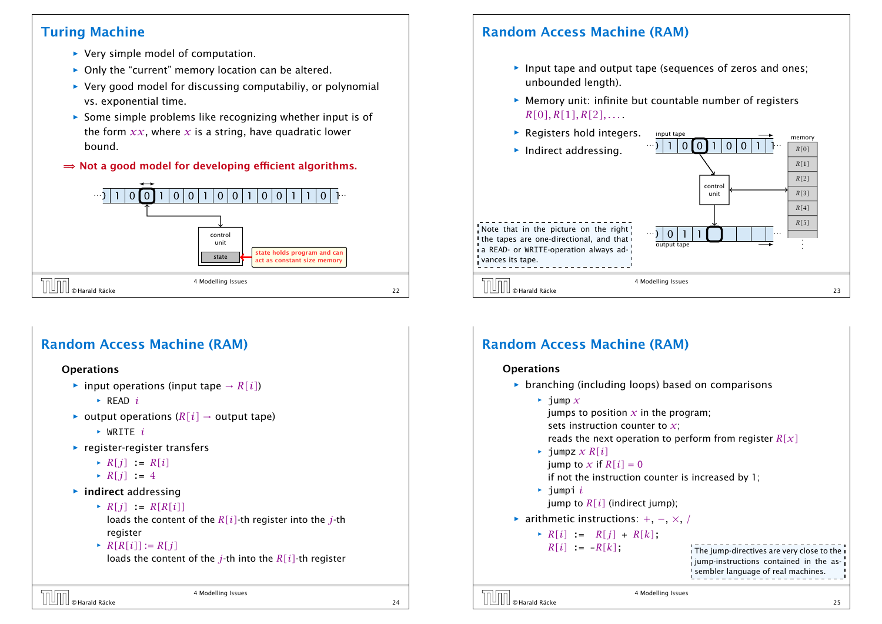## Turing Machine

- Very simple model of computation.
- Only the "current" memory location can be altered.
- Very good model for discussing computabiliy, or polynomial vs. exponential time.
- Some simple problems like recognizing whether input is of the form $xx$, where $x$ is a string, have quadratic lower bound.

⇒ **Not a good model for developing efficient algorithms.**

state holds program and can act as constant size memory

## Random Access Machine (RAM)

- Input tape and output tape (sequences of zeros and ones; unbounded length).
- Memory unit: infinite but countable number of registers $R[0], R[1], R[2], \ldots$.
- Registers hold integers.
- Indirect addressing.

Note that in the picture on the right the tapes are one-directional, and that a READ- or WRITE-operation always advances its tape.

## Random Access Machine (RAM)

**Operations**

- input operations (input tape $\rightarrow R[i]$)
  - READ $i$
- output operations ($R[i] \rightarrow$ output tape)
  - WRITE $i$
- register-register transfers
  - $R[j]$ := $R[i]$
  - $R[j]$ := 4
- **indirect** addressing
  - $R[j]$ := $R[R[i]]$
    loads the content of the $R[i]$-th register into the $j$-th register
  - $R[R[i]] := R[j]$
    loads the content of the $j$-th into the $R[i]$-th register

## Random Access Machine (RAM)

**Operations**

- branching (including loops) based on comparisons
  - jump $x$
    jumps to position $x$ in the program;
    sets instruction counter to $x$;
    reads the next operation to perform from register $R[x]$
  - jumpz $x$ $R[i]$
    jump to $x$ if $R[i] = 0$
    if not the instruction counter is increased by 1;
  - jumpi $i$
    jump to $R[i]$ (indirect jump);
- arithmetic instructions: $+$, $-$, $\times$, $/$
  - $R[i]$ := $R[j]$ + $R[k]$;
    $R[i]$ := -$R[k]$;

The jump-directives are very close to the jump-instructions contained in the assembler language of real machines.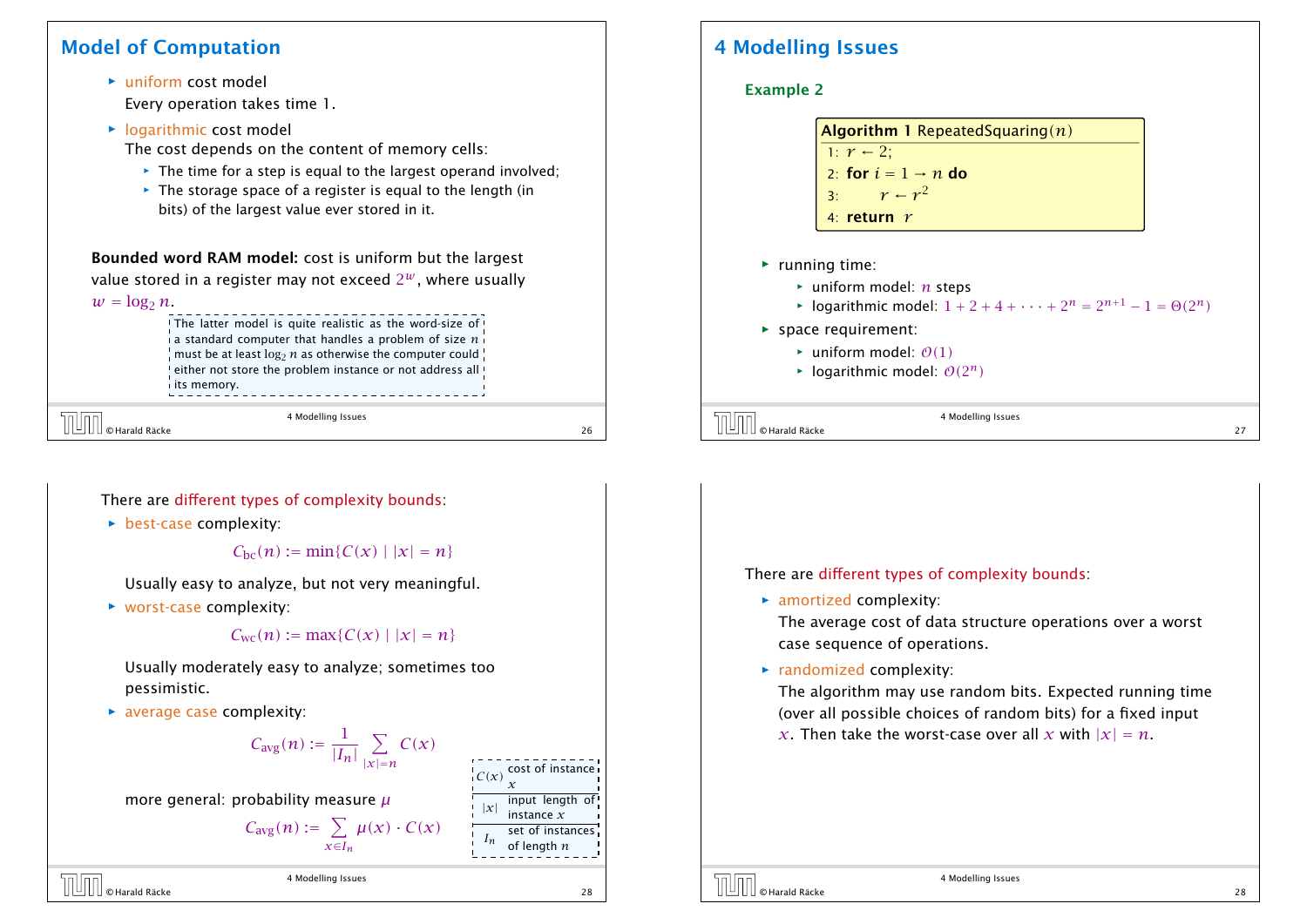## Model of Computation

- uniform cost model

  Every operation takes time 1.

- logarithmic cost model

  The cost depends on the content of memory cells:

  - The time for a step is equal to the largest operand involved;
  - The storage space of a register is equal to the length (in bits) of the largest value ever stored in it.

**Bounded word RAM model:** cost is uniform but the largest value stored in a register may not exceed $2^w$, where usually $w = \log_2 n$.

The latter model is quite realistic as the word-size of a standard computer that handles a problem of size $n$ must be at least $\log_2 n$ as otherwise the computer could either not store the problem instance or not address all its memory.

## 4 Modelling Issues

### Example 2

```
Algorithm 1 RepeatedSquaring(n)
1: r ← 2;
2: for i = 1 → n do
3:     r ← r^2
4: return r
```

- running time:
  - uniform model: $n$ steps
  - logarithmic model: $1 + 2 + 4 + \cdots + 2^n = 2^{n+1} - 1 = \Theta(2^n)$
- space requirement:
  - uniform model: $\mathcal{O}(1)$
  - logarithmic model: $\mathcal{O}(2^n)$

There are different types of complexity bounds:

- best-case complexity:

  $$C_{\text{bc}}(n) := \min\{C(x) \mid |x| = n\}$$

  Usually easy to analyze, but not very meaningful.

- worst-case complexity:

  $$C_{\text{wc}}(n) := \max\{C(x) \mid |x| = n\}$$

  Usually moderately easy to analyze; sometimes too pessimistic.

- average case complexity:

  $$C_{\text{avg}}(n) := \frac{1}{|I_n|} \sum_{|x|=n} C(x)$$

  more general: probability measure $\mu$

  $$C_{\text{avg}}(n) := \sum_{x \in I_n} \mu(x) \cdot C(x)$$

| | |
|---|---|
| $C(x)$ | cost of instance $x$ |
| $\lvert x\rvert$ | input length of instance $x$ |
| $I_n$ | set of instances of length $n$ |

There are different types of complexity bounds:

- amortized complexity:

  The average cost of data structure operations over a worst case sequence of operations.

- randomized complexity:

  The algorithm may use random bits. Expected running time (over all possible choices of random bits) for a fixed input $x$. Then take the worst-case over all $x$ with $|x| = n$.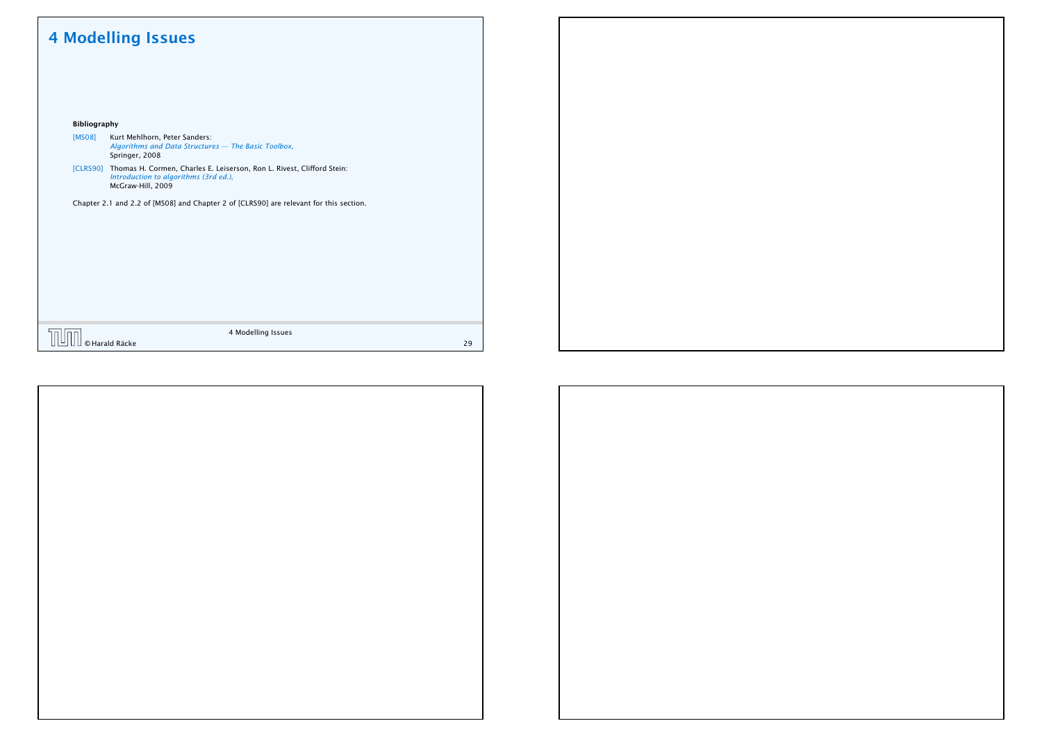# 4 Modelling Issues

**Bibliography**

[MS08] Kurt Mehlhorn, Peter Sanders:
*Algorithms and Data Structures — The Basic Toolbox,*
Springer, 2008

[CLRS90] Thomas H. Cormen, Charles E. Leiserson, Ron L. Rivest, Clifford Stein:
*Introduction to algorithms (3rd ed.),*
McGraw-Hill, 2009

Chapter 2.1 and 2.2 of [MS08] and Chapter 2 of [CLRS90] are relevant for this section.